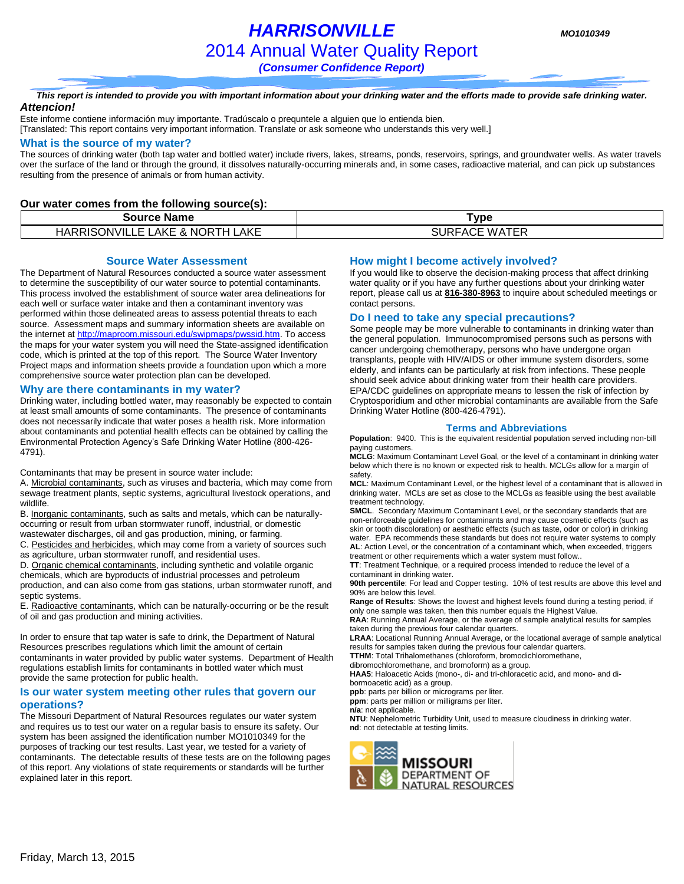# HARRISONVILLE

MO1010349

## 2014 Annual Water Quality Report

***(Consumer Confidence Report)***

***This report is intended to provide you with important information about your drinking water and the efforts made to provide safe drinking water.***

***Attencion!***

Este informe contiene información muy importante. Tradúscalo o prequntele a alguien que lo entienda bien.
[Translated: This report contains very important information. Translate or ask someone who understands this very well.]

### What is the source of my water?

The sources of drinking water (both tap water and bottled water) include rivers, lakes, streams, ponds, reservoirs, springs, and groundwater wells. As water travels over the surface of the land or through the ground, it dissolves naturally-occurring minerals and, in some cases, radioactive material, and can pick up substances resulting from the presence of animals or from human activity.

**Our water comes from the following source(s):**

| Source Name | Type |
|---|---|
| HARRISONVILLE LAKE & NORTH LAKE | SURFACE WATER |

### Source Water Assessment

The Department of Natural Resources conducted a source water assessment to determine the susceptibility of our water source to potential contaminants. This process involved the establishment of source water area delineations for each well or surface water intake and then a contaminant inventory was performed within those delineated areas to assess potential threats to each source. Assessment maps and summary information sheets are available on the internet at http://maproom.missouri.edu/swipmaps/pwssid.htm. To access the maps for your water system you will need the State-assigned identification code, which is printed at the top of this report. The Source Water Inventory Project maps and information sheets provide a foundation upon which a more comprehensive source water protection plan can be developed.

### Why are there contaminants in my water?

Drinking water, including bottled water, may reasonably be expected to contain at least small amounts of some contaminants. The presence of contaminants does not necessarily indicate that water poses a health risk. More information about contaminants and potential health effects can be obtained by calling the Environmental Protection Agency's Safe Drinking Water Hotline (800-426-4791).

Contaminants that may be present in source water include:

A. Microbial contaminants, such as viruses and bacteria, which may come from sewage treatment plants, septic systems, agricultural livestock operations, and wildlife.
B. Inorganic contaminants, such as salts and metals, which can be naturally-occurring or result from urban stormwater runoff, industrial, or domestic wastewater discharges, oil and gas production, mining, or farming.
C. Pesticides and herbicides, which may come from a variety of sources such as agriculture, urban stormwater runoff, and residential uses.
D. Organic chemical contaminants, including synthetic and volatile organic chemicals, which are byproducts of industrial processes and petroleum production, and can also come from gas stations, urban stormwater runoff, and septic systems.
E. Radioactive contaminants, which can be naturally-occurring or be the result of oil and gas production and mining activities.

In order to ensure that tap water is safe to drink, the Department of Natural Resources prescribes regulations which limit the amount of certain contaminants in water provided by public water systems. Department of Health regulations establish limits for contaminants in bottled water which must provide the same protection for public health.

### Is our water system meeting other rules that govern our operations?

The Missouri Department of Natural Resources regulates our water system and requires us to test our water on a regular basis to ensure its safety. Our system has been assigned the identification number MO1010349 for the purposes of tracking our test results. Last year, we tested for a variety of contaminants. The detectable results of these tests are on the following pages of this report. Any violations of state requirements or standards will be further explained later in this report.

### How might I become actively involved?

If you would like to observe the decision-making process that affect drinking water quality or if you have any further questions about your drinking water report, please call us at **816-380-8963** to inquire about scheduled meetings or contact persons.

### Do I need to take any special precautions?

Some people may be more vulnerable to contaminants in drinking water than the general population. Immunocompromised persons such as persons with cancer undergoing chemotherapy, persons who have undergone organ transplants, people with HIV/AIDS or other immune system disorders, some elderly, and infants can be particularly at risk from infections. These people should seek advice about drinking water from their health care providers. EPA/CDC guidelines on appropriate means to lessen the risk of infection by Cryptosporidium and other microbial contaminants are available from the Safe Drinking Water Hotline (800-426-4791).

### Terms and Abbreviations

**Population**: 9400. This is the equivalent residential population served including non-bill paying customers.
**MCLG**: Maximum Contaminant Level Goal, or the level of a contaminant in drinking water below which there is no known or expected risk to health. MCLGs allow for a margin of safety.
**MCL**: Maximum Contaminant Level, or the highest level of a contaminant that is allowed in drinking water. MCLs are set as close to the MCLGs as feasible using the best available treatment technology.
**SMCL**. Secondary Maximum Contaminant Level, or the secondary standards that are non-enforceable guidelines for contaminants and may cause cosmetic effects (such as skin or tooth discoloration) or aesthetic effects (such as taste, odor or color) in drinking water. EPA recommends these standards but does not require water systems to comply
**AL**: Action Level, or the concentration of a contaminant which, when exceeded, triggers treatment or other requirements which a water system must follow..
**TT**: Treatment Technique, or a required process intended to reduce the level of a contaminant in drinking water.
**90th percentile**: For lead and Copper testing. 10% of test results are above this level and 90% are below this level.
**Range of Results**: Shows the lowest and highest levels found during a testing period, if only one sample was taken, then this number equals the Highest Value.
**RAA**: Running Annual Average, or the average of sample analytical results for samples taken during the previous four calendar quarters.
**LRAA**: Locational Running Annual Average, or the locational average of sample analytical results for samples taken during the previous four calendar quarters.
**TTHM**: Total Trihalomethanes (chloroform, bromodichloromethane, dibromochloromethane, and bromoform) as a group.
**HAA5**: Haloacetic Acids (mono-, di- and tri-chloracetic acid, and mono- and di-bormoacetic acid) as a group.
**ppb**: parts per billion or micrograms per liter.
**ppm**: parts per million or milligrams per liter.
**n/a**: not applicable.
**NTU**: Nephelometric Turbidity Unit, used to measure cloudiness in drinking water.
**nd**: not detectable at testing limits.

MISSOURI DEPARTMENT OF NATURAL RESOURCES

Friday, March 13, 2015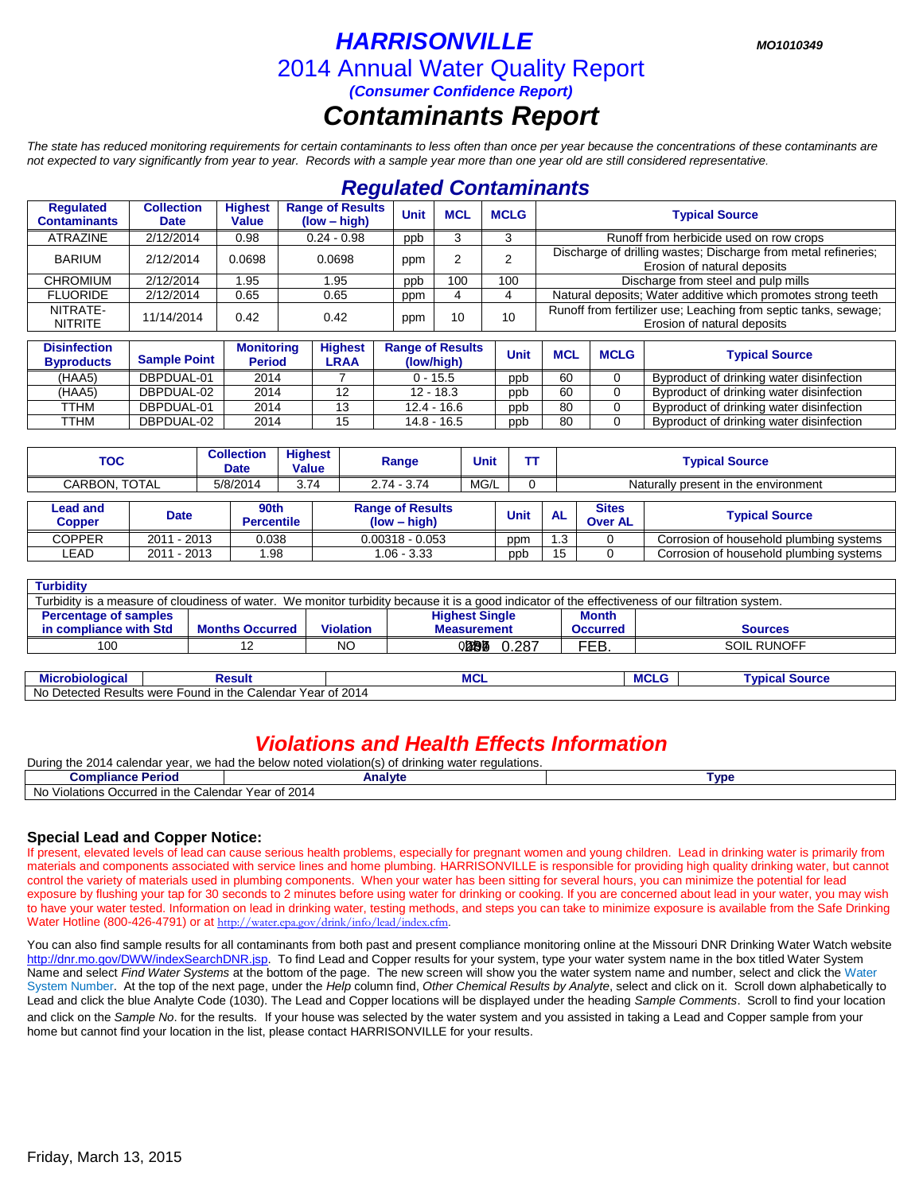# HARRISONVILLE

MO1010349

## 2014 Annual Water Quality Report

***(Consumer Confidence Report)***

# *Contaminants Report*

*The state has reduced monitoring requirements for certain contaminants to less often than once per year because the concentrations of these contaminants are not expected to vary significantly from year to year. Records with a sample year more than one year old are still considered representative.*

## *Regulated Contaminants*

| Regulated Contaminants | Collection Date | Highest Value | Range of Results (low – high) | Unit | MCL | MCLG | Typical Source |
|---|---|---|---|---|---|---|---|
| ATRAZINE | 2/12/2014 | 0.98 | 0.24 - 0.98 | ppb | 3 | 3 | Runoff from herbicide used on row crops |
| BARIUM | 2/12/2014 | 0.0698 | 0.0698 | ppm | 2 | 2 | Discharge of drilling wastes; Discharge from metal refineries; Erosion of natural deposits |
| CHROMIUM | 2/12/2014 | 1.95 | 1.95 | ppb | 100 | 100 | Discharge from steel and pulp mills |
| FLUORIDE | 2/12/2014 | 0.65 | 0.65 | ppm | 4 | 4 | Natural deposits; Water additive which promotes strong teeth |
| NITRATE-NITRITE | 11/14/2014 | 0.42 | 0.42 | ppm | 10 | 10 | Runoff from fertilizer use; Leaching from septic tanks, sewage; Erosion of natural deposits |

| Disinfection Byproducts | Sample Point | Monitoring Period | Highest LRAA | Range of Results (low/high) | Unit | MCL | MCLG | Typical Source |
|---|---|---|---|---|---|---|---|---|
| (HAA5) | DBPDUAL-01 | 2014 | 7 | 0 - 15.5 | ppb | 60 | 0 | Byproduct of drinking water disinfection |
| (HAA5) | DBPDUAL-02 | 2014 | 12 | 12 - 18.3 | ppb | 60 | 0 | Byproduct of drinking water disinfection |
| TTHM | DBPDUAL-01 | 2014 | 13 | 12.4 - 16.6 | ppb | 80 | 0 | Byproduct of drinking water disinfection |
| TTHM | DBPDUAL-02 | 2014 | 15 | 14.8 - 16.5 | ppb | 80 | 0 | Byproduct of drinking water disinfection |

| TOC | Collection Date | Highest Value | Range | Unit | TT | Typical Source |
|---|---|---|---|---|---|---|
| CARBON, TOTAL | 5/8/2014 | 3.74 | 2.74 - 3.74 | MG/L | 0 | Naturally present in the environment |

| Lead and Copper | Date | 90th Percentile | Range of Results (low – high) | Unit | AL | Sites Over AL | Typical Source |
|---|---|---|---|---|---|---|---|
| COPPER | 2011 - 2013 | 0.038 | 0.00318 - 0.053 | ppm | 1.3 | 0 | Corrosion of household plumbing systems |
| LEAD | 2011 - 2013 | 1.98 | 1.06 - 3.33 | ppb | 15 | 0 | Corrosion of household plumbing systems |

**Turbidity**

Turbidity is a measure of cloudiness of water. We monitor turbidity because it is a good indicator of the effectiveness of our filtration system.

| Percentage of samples in compliance with Std | Months Occurred | Violation | Highest Single Measurement | Month Occurred | Sources |
|---|---|---|---|---|---|
| 100 | 12 | NO | 0.287 | FEB. | SOIL RUNOFF |

| Microbiological | Result | MCL | MCLG | Typical Source |
|---|---|---|---|---|
| No Detected Results were Found in the Calendar Year of 2014 | | | | |

## *Violations and Health Effects Information*

During the 2014 calendar year, we had the below noted violation(s) of drinking water regulations.

| Compliance Period | Analyte | Type |
|---|---|---|
| No Violations Occurred in the Calendar Year of 2014 | | |

### Special Lead and Copper Notice:

If present, elevated levels of lead can cause serious health problems, especially for pregnant women and young children. Lead in drinking water is primarily from materials and components associated with service lines and home plumbing. HARRISONVILLE is responsible for providing high quality drinking water, but cannot control the variety of materials used in plumbing components. When your water has been sitting for several hours, you can minimize the potential for lead exposure by flushing your tap for 30 seconds to 2 minutes before using water for drinking or cooking. If you are concerned about lead in your water, you may wish to have your water tested. Information on lead in drinking water, testing methods, and steps you can take to minimize exposure is available from the Safe Drinking Water Hotline (800-426-4791) or at http://water.epa.gov/drink/info/lead/index.cfm.

You can also find sample results for all contaminants from both past and present compliance monitoring online at the Missouri DNR Drinking Water Watch website http://dnr.mo.gov/DWW/indexSearchDNR.jsp. To find Lead and Copper results for your system, type your water system name in the box titled Water System Name and select *Find Water Systems* at the bottom of the page. The new screen will show you the water system name and number, select and click the Water System Number. At the top of the next page, under the *Help* column find, *Other Chemical Results by Analyte*, select and click on it. Scroll down alphabetically to Lead and click the blue Analyte Code (1030). The Lead and Copper locations will be displayed under the heading *Sample Comments*. Scroll to find your location and click on the *Sample No*. for the results. If your house was selected by the water system and you assisted in taking a Lead and Copper sample from your home but cannot find your location in the list, please contact HARRISONVILLE for your results.

Friday, March 13, 2015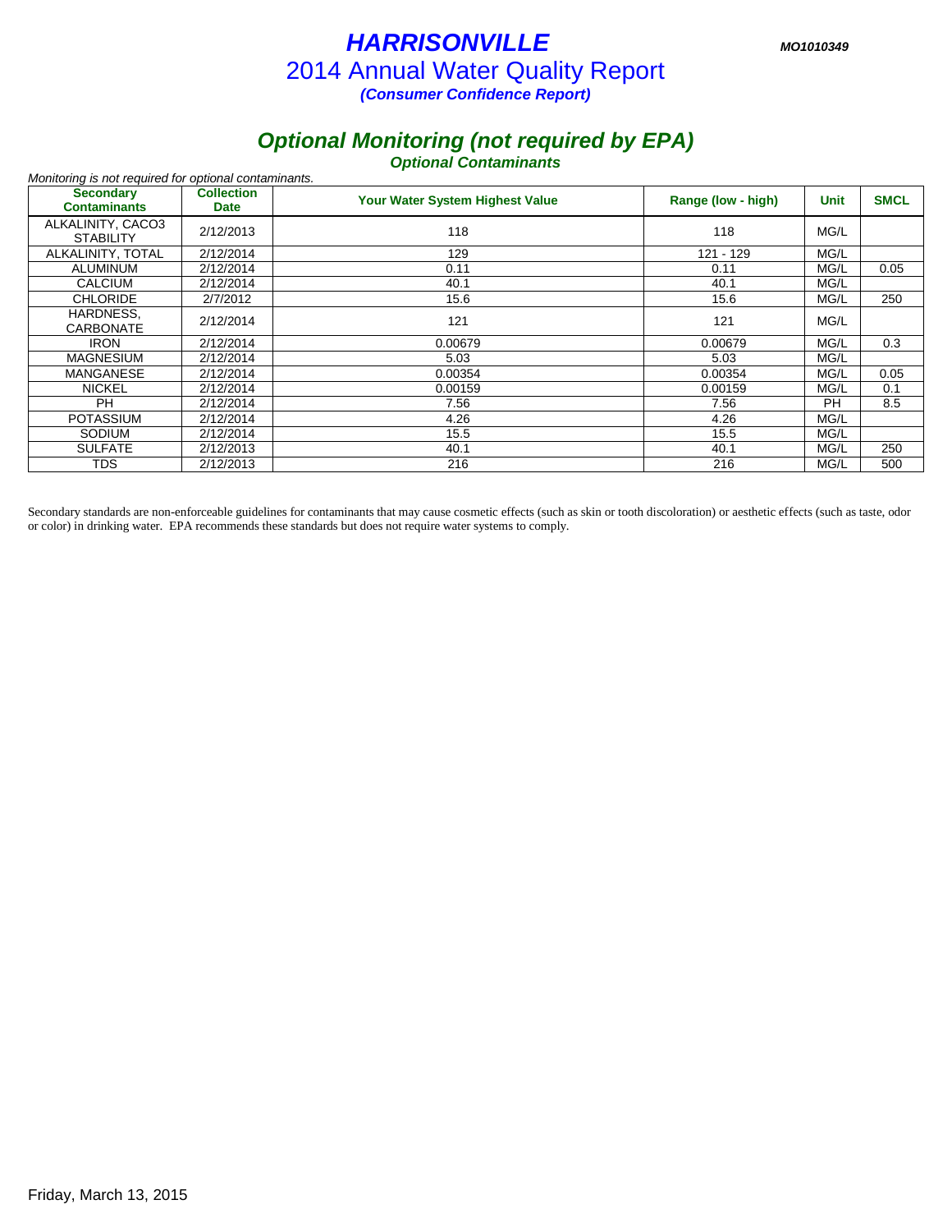# HARRISONVILLE

MO1010349

## 2014 Annual Water Quality Report

***(Consumer Confidence Report)***

## *Optional Monitoring (not required by EPA)*

### *Optional Contaminants*

*Monitoring is not required for optional contaminants.*

| Secondary Contaminants | Collection Date | Your Water System Highest Value | Range (low - high) | Unit | SMCL |
|---|---|---|---|---|---|
| ALKALINITY, CACO3 STABILITY | 2/12/2013 | 118 | 118 | MG/L | |
| ALKALINITY, TOTAL | 2/12/2014 | 129 | 121 - 129 | MG/L | |
| ALUMINUM | 2/12/2014 | 0.11 | 0.11 | MG/L | 0.05 |
| CALCIUM | 2/12/2014 | 40.1 | 40.1 | MG/L | |
| CHLORIDE | 2/7/2012 | 15.6 | 15.6 | MG/L | 250 |
| HARDNESS, CARBONATE | 2/12/2014 | 121 | 121 | MG/L | |
| IRON | 2/12/2014 | 0.00679 | 0.00679 | MG/L | 0.3 |
| MAGNESIUM | 2/12/2014 | 5.03 | 5.03 | MG/L | |
| MANGANESE | 2/12/2014 | 0.00354 | 0.00354 | MG/L | 0.05 |
| NICKEL | 2/12/2014 | 0.00159 | 0.00159 | MG/L | 0.1 |
| PH | 2/12/2014 | 7.56 | 7.56 | PH | 8.5 |
| POTASSIUM | 2/12/2014 | 4.26 | 4.26 | MG/L | |
| SODIUM | 2/12/2014 | 15.5 | 15.5 | MG/L | |
| SULFATE | 2/12/2013 | 40.1 | 40.1 | MG/L | 250 |
| TDS | 2/12/2013 | 216 | 216 | MG/L | 500 |

Secondary standards are non-enforceable guidelines for contaminants that may cause cosmetic effects (such as skin or tooth discoloration) or aesthetic effects (such as taste, odor or color) in drinking water. EPA recommends these standards but does not require water systems to comply.

Friday, March 13, 2015